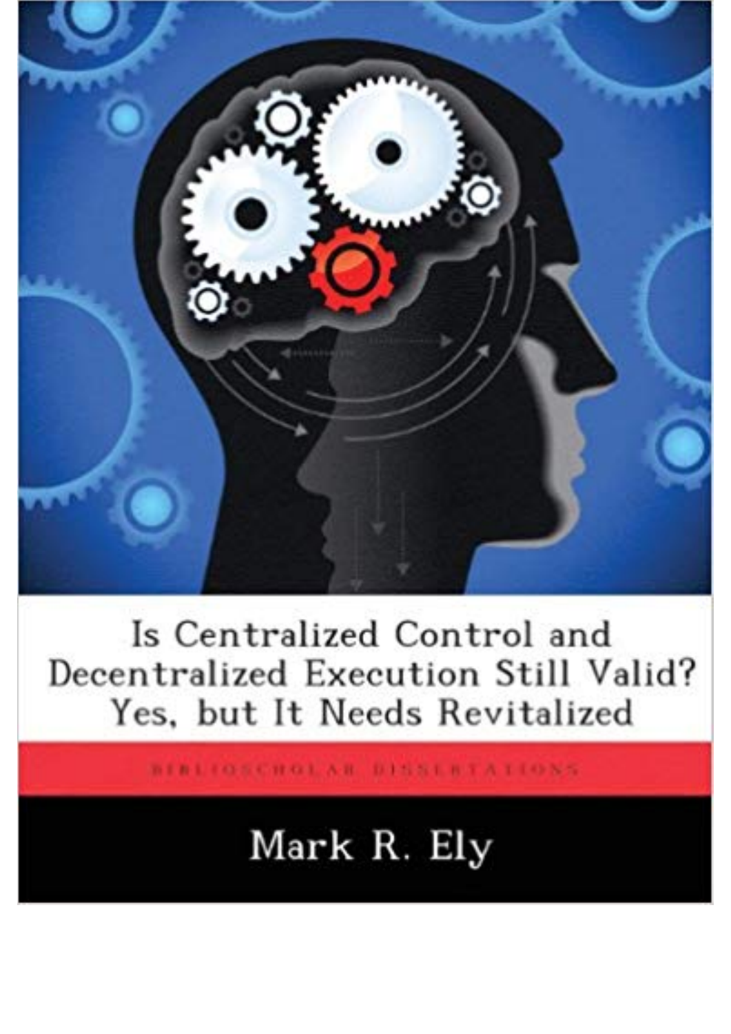# Is Centralized Control and Decentralized Execution Still Valid? Yes, but It Needs Revitalized

BIBLIOSCHOLAR DISSERTATIONS

Mark R. Ely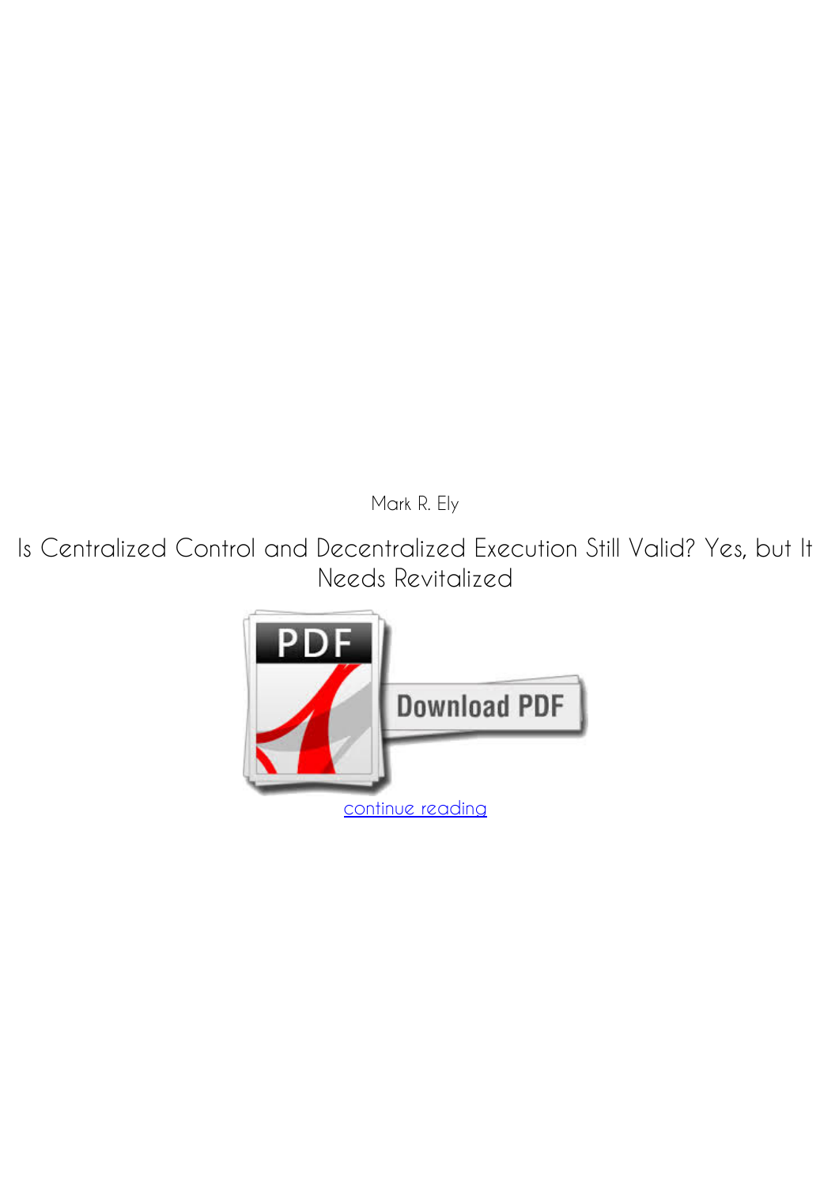Mark R. Ely

# Is Centralized Control and Decentralized Execution Still Valid? Yes, but It Needs Revitalized

Download PDF

continue reading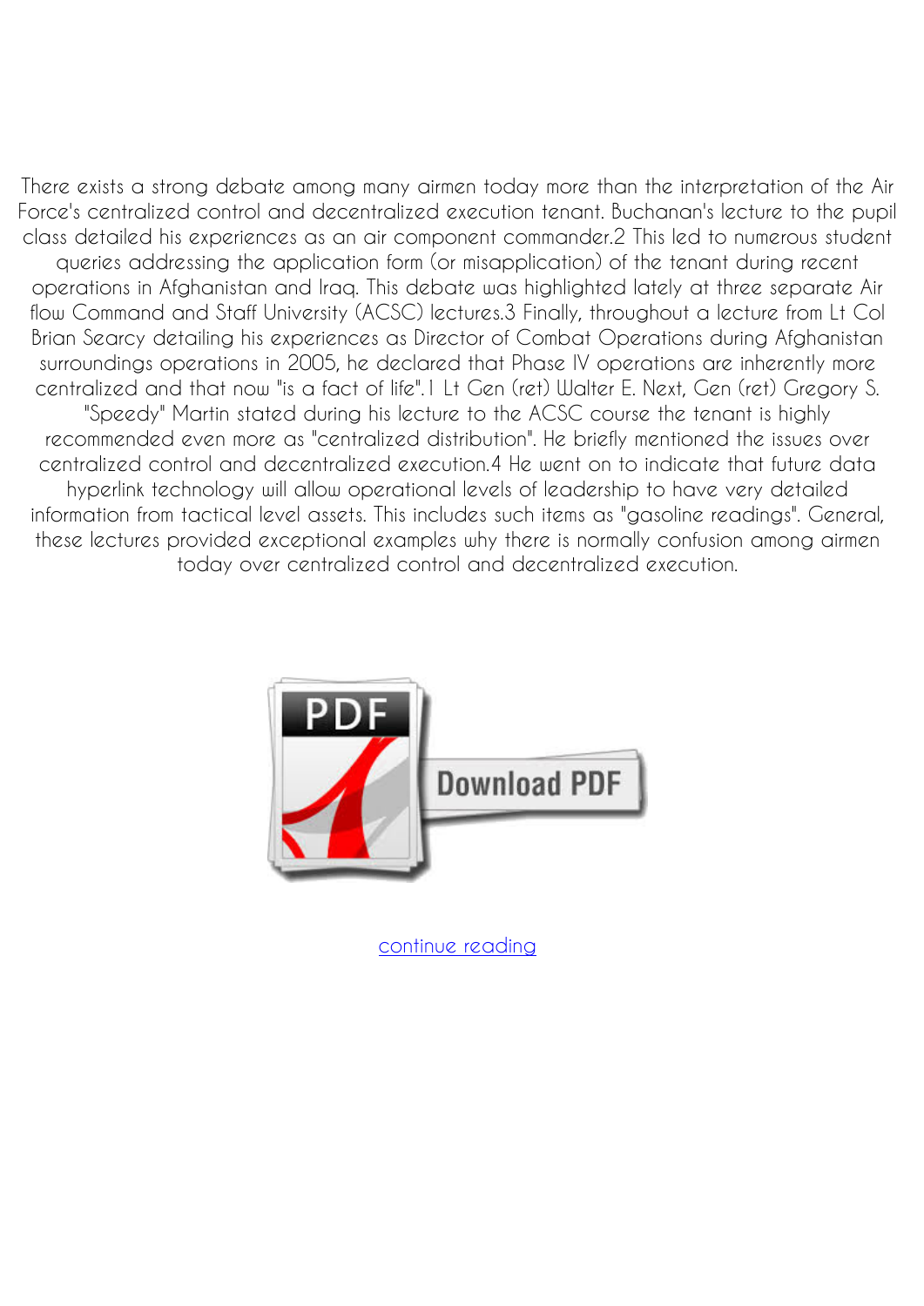There exists a strong debate among many airmen today more than the interpretation of the Air Force's centralized control and decentralized execution tenant. Buchanan's lecture to the pupil class detailed his experiences as an air component commander.2 This led to numerous student queries addressing the application form (or misapplication) of the tenant during recent operations in Afghanistan and Iraq. This debate was highlighted lately at three separate Air flow Command and Staff University (ACSC) lectures.3 Finally, throughout a lecture from Lt Col Brian Searcy detailing his experiences as Director of Combat Operations during Afghanistan surroundings operations in 2005, he declared that Phase IV operations are inherently more centralized and that now "is a fact of life".1 Lt Gen (ret) Walter E. Next, Gen (ret) Gregory S. "Speedy" Martin stated during his lecture to the ACSC course the tenant is highly recommended even more as "centralized distribution". He briefly mentioned the issues over centralized control and decentralized execution.4 He went on to indicate that future data hyperlink technology will allow operational levels of leadership to have very detailed information from tactical level assets. This includes such items as "gasoline readings". General, these lectures provided exceptional examples why there is normally confusion among airmen today over centralized control and decentralized execution.

Download PDF

continue reading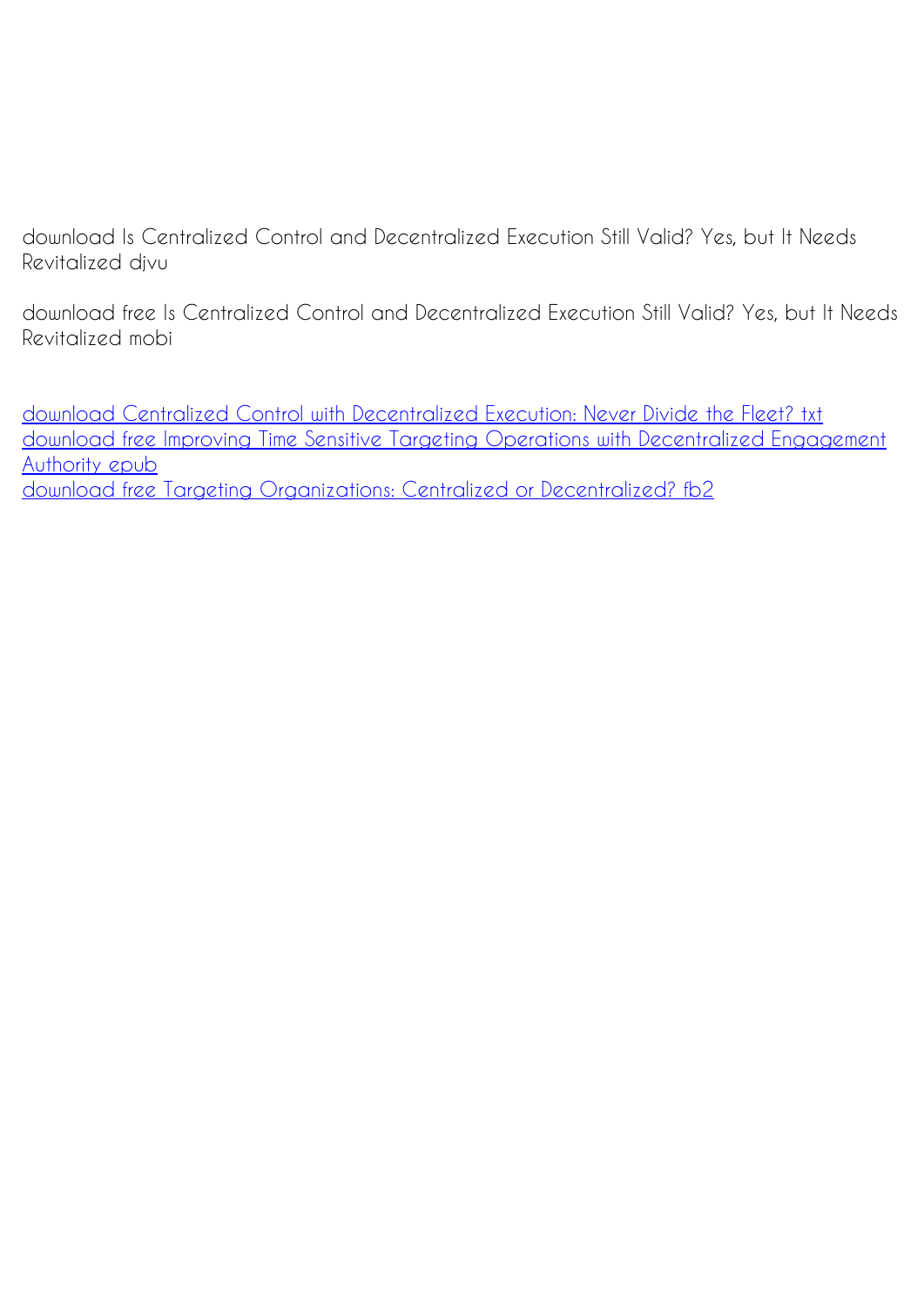download Is Centralized Control and Decentralized Execution Still Valid? Yes, but It Needs Revitalized djvu

download free Is Centralized Control and Decentralized Execution Still Valid? Yes, but It Needs Revitalized mobi

download Centralized Control with Decentralized Execution: Never Divide the Fleet? txt
download free Improving Time Sensitive Targeting Operations with Decentralized Engagement Authority epub
download free Targeting Organizations: Centralized or Decentralized? fb2